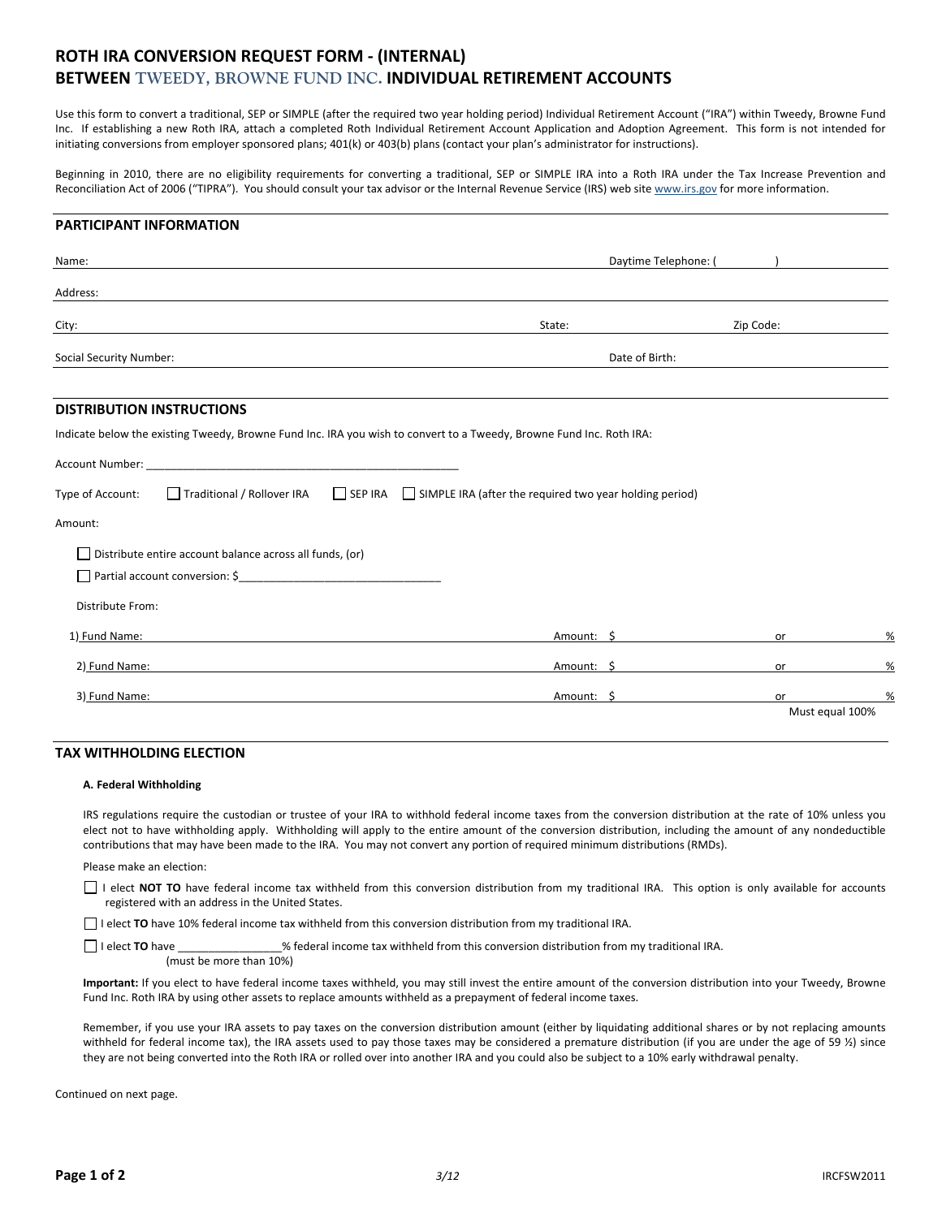# ROTH IRA CONVERSION REQUEST FORM - (INTERNAL)
# BETWEEN TWEEDY, BROWNE FUND INC. INDIVIDUAL RETIREMENT ACCOUNTS

Use this form to convert a traditional, SEP or SIMPLE (after the required two year holding period) Individual Retirement Account ("IRA") within Tweedy, Browne Fund Inc. If establishing a new Roth IRA, attach a completed Roth Individual Retirement Account Application and Adoption Agreement. This form is not intended for initiating conversions from employer sponsored plans; 401(k) or 403(b) plans (contact your plan's administrator for instructions).

Beginning in 2010, there are no eligibility requirements for converting a traditional, SEP or SIMPLE IRA into a Roth IRA under the Tax Increase Prevention and Reconciliation Act of 2006 ("TIPRA"). You should consult your tax advisor or the Internal Revenue Service (IRS) web site www.irs.gov for more information.

## PARTICIPANT INFORMATION

Name: ____________________ Daytime Telephone: (      ) ____________

Address: ____________________

City: ____________________ State: __________ Zip Code: __________

Social Security Number: ____________________ Date of Birth: ____________

## DISTRIBUTION INSTRUCTIONS

Indicate below the existing Tweedy, Browne Fund Inc. IRA you wish to convert to a Tweedy, Browne Fund Inc. Roth IRA:

Account Number: ___________________________________________________

Type of Account: ☐ Traditional / Rollover IRA ☐ SEP IRA ☐ SIMPLE IRA (after the required two year holding period)

Amount:

☐ Distribute entire account balance across all funds, (or)

☐ Partial account conversion: $________________________________

Distribute From:

1) Fund Name: ____________________ Amount: $ __________ or __________ %

2) Fund Name: ____________________ Amount: $ __________ or __________ %

3) Fund Name: ____________________ Amount: $ __________ or __________ %

Must equal 100%

## TAX WITHHOLDING ELECTION

### A. Federal Withholding

IRS regulations require the custodian or trustee of your IRA to withhold federal income taxes from the conversion distribution at the rate of 10% unless you elect not to have withholding apply. Withholding will apply to the entire amount of the conversion distribution, including the amount of any nondeductible contributions that may have been made to the IRA. You may not convert any portion of required minimum distributions (RMDs).

Please make an election:

☐ I elect **NOT TO** have federal income tax withheld from this conversion distribution from my traditional IRA. This option is only available for accounts registered with an address in the United States.

☐ I elect **TO** have 10% federal income tax withheld from this conversion distribution from my traditional IRA.

☐ I elect **TO** have ________________% federal income tax withheld from this conversion distribution from my traditional IRA.
(must be more than 10%)

**Important:** If you elect to have federal income taxes withheld, you may still invest the entire amount of the conversion distribution into your Tweedy, Browne Fund Inc. Roth IRA by using other assets to replace amounts withheld as a prepayment of federal income taxes.

Remember, if you use your IRA assets to pay taxes on the conversion distribution amount (either by liquidating additional shares or by not replacing amounts withheld for federal income tax), the IRA assets used to pay those taxes may be considered a premature distribution (if you are under the age of 59 ½) since they are not being converted into the Roth IRA or rolled over into another IRA and you could also be subject to a 10% early withdrawal penalty.

Continued on next page.

3/12

IRCFSW2011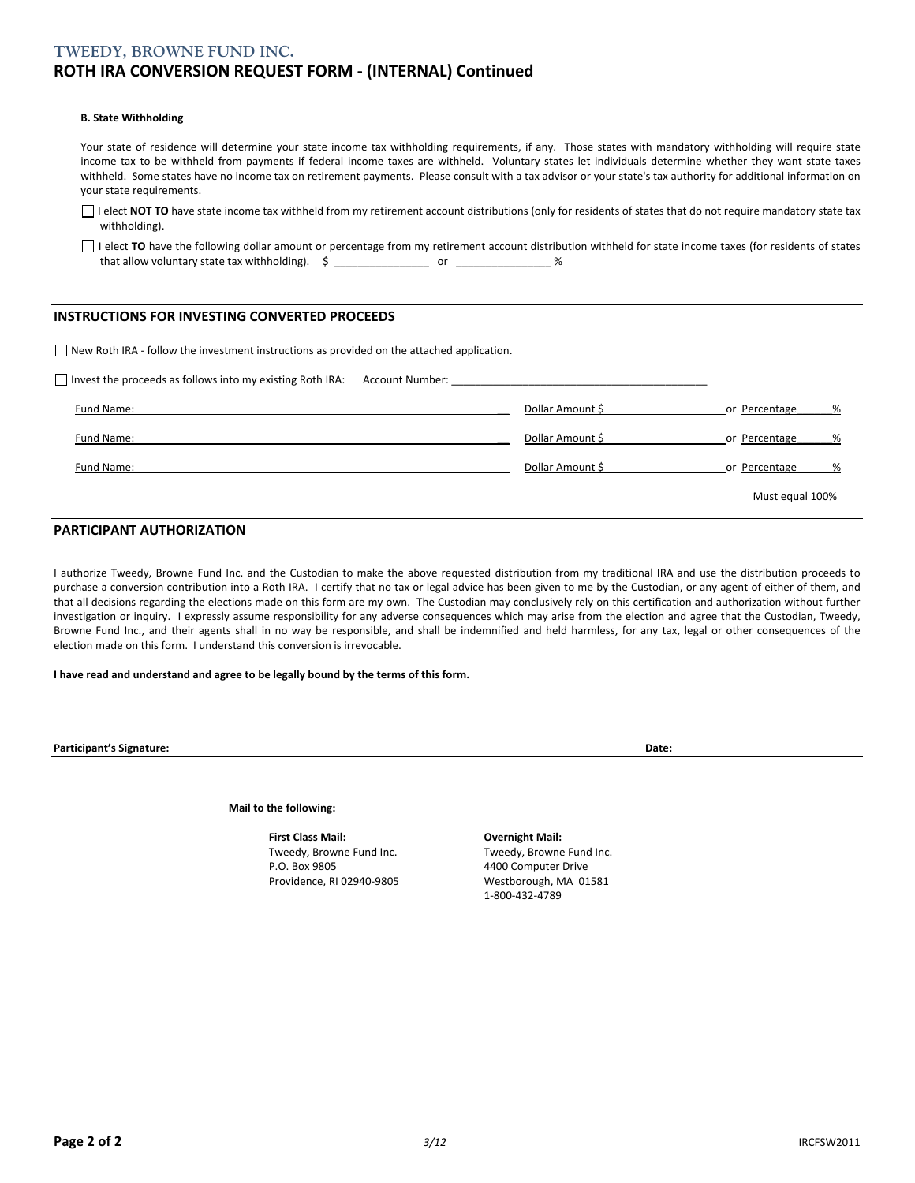# TWEEDY, BROWNE FUND INC.

## ROTH IRA CONVERSION REQUEST FORM - (INTERNAL) Continued

**B. State Withholding**

Your state of residence will determine your state income tax withholding requirements, if any. Those states with mandatory withholding will require state income tax to be withheld from payments if federal income taxes are withheld. Voluntary states let individuals determine whether they want state taxes withheld. Some states have no income tax on retirement payments. Please consult with a tax advisor or your state's tax authority for additional information on your state requirements.

☐ I elect **NOT TO** have state income tax withheld from my retirement account distributions (only for residents of states that do not require mandatory state tax withholding).

☐ I elect **TO** have the following dollar amount or percentage from my retirement account distribution withheld for state income taxes (for residents of states that allow voluntary state tax withholding). $ ________________ or ________________ %

## INSTRUCTIONS FOR INVESTING CONVERTED PROCEEDS

☐ New Roth IRA - follow the investment instructions as provided on the attached application.

☐ Invest the proceeds as follows into my existing Roth IRA: Account Number: ____________________________________________

Fund Name: ____________________________________________ Dollar Amount $ ____________________ or Percentage ______%

Fund Name: ____________________________________________ Dollar Amount $ ____________________ or Percentage ______%

Fund Name: ____________________________________________ Dollar Amount $ ____________________ or Percentage ______%

Must equal 100%

## PARTICIPANT AUTHORIZATION

I authorize Tweedy, Browne Fund Inc. and the Custodian to make the above requested distribution from my traditional IRA and use the distribution proceeds to purchase a conversion contribution into a Roth IRA. I certify that no tax or legal advice has been given to me by the Custodian, or any agent of either of them, and that all decisions regarding the elections made on this form are my own. The Custodian may conclusively rely on this certification and authorization without further investigation or inquiry. I expressly assume responsibility for any adverse consequences which may arise from the election and agree that the Custodian, Tweedy, Browne Fund Inc., and their agents shall in no way be responsible, and shall be indemnified and held harmless, for any tax, legal or other consequences of the election made on this form. I understand this conversion is irrevocable.

**I have read and understand and agree to be legally bound by the terms of this form.**

**Participant's Signature:** ____________________________________________ **Date:** ____________________

**Mail to the following:**

**First Class Mail:**
Tweedy, Browne Fund Inc.
P.O. Box 9805
Providence, RI 02940-9805

**Overnight Mail:**
Tweedy, Browne Fund Inc.
4400 Computer Drive
Westborough, MA 01581
1-800-432-4789

3/12

IRCFSW2011